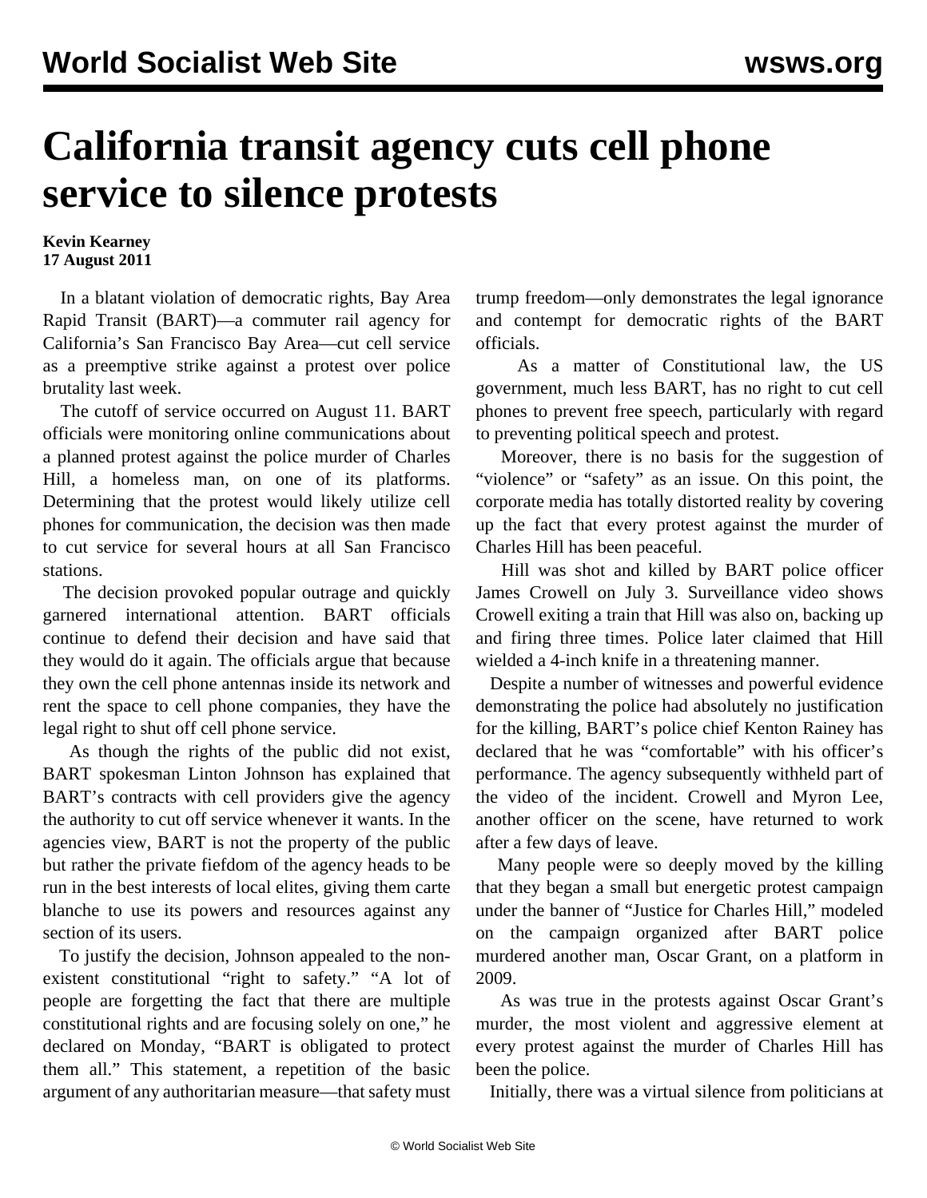# California transit agency cuts cell phone service to silence protests

**Kevin Kearney**
**17 August 2011**

In a blatant violation of democratic rights, Bay Area Rapid Transit (BART)—a commuter rail agency for California's San Francisco Bay Area—cut cell service as a preemptive strike against a protest over police brutality last week.

The cutoff of service occurred on August 11. BART officials were monitoring online communications about a planned protest against the police murder of Charles Hill, a homeless man, on one of its platforms. Determining that the protest would likely utilize cell phones for communication, the decision was then made to cut service for several hours at all San Francisco stations.

The decision provoked popular outrage and quickly garnered international attention. BART officials continue to defend their decision and have said that they would do it again. The officials argue that because they own the cell phone antennas inside its network and rent the space to cell phone companies, they have the legal right to shut off cell phone service.

As though the rights of the public did not exist, BART spokesman Linton Johnson has explained that BART's contracts with cell providers give the agency the authority to cut off service whenever it wants. In the agencies view, BART is not the property of the public but rather the private fiefdom of the agency heads to be run in the best interests of local elites, giving them carte blanche to use its powers and resources against any section of its users.

To justify the decision, Johnson appealed to the non-existent constitutional "right to safety." "A lot of people are forgetting the fact that there are multiple constitutional rights and are focusing solely on one," he declared on Monday, "BART is obligated to protect them all." This statement, a repetition of the basic argument of any authoritarian measure—that safety must trump freedom—only demonstrates the legal ignorance and contempt for democratic rights of the BART officials.

As a matter of Constitutional law, the US government, much less BART, has no right to cut cell phones to prevent free speech, particularly with regard to preventing political speech and protest.

Moreover, there is no basis for the suggestion of "violence" or "safety" as an issue. On this point, the corporate media has totally distorted reality by covering up the fact that every protest against the murder of Charles Hill has been peaceful.

Hill was shot and killed by BART police officer James Crowell on July 3. Surveillance video shows Crowell exiting a train that Hill was also on, backing up and firing three times. Police later claimed that Hill wielded a 4-inch knife in a threatening manner.

Despite a number of witnesses and powerful evidence demonstrating the police had absolutely no justification for the killing, BART's police chief Kenton Rainey has declared that he was "comfortable" with his officer's performance. The agency subsequently withheld part of the video of the incident. Crowell and Myron Lee, another officer on the scene, have returned to work after a few days of leave.

Many people were so deeply moved by the killing that they began a small but energetic protest campaign under the banner of "Justice for Charles Hill," modeled on the campaign organized after BART police murdered another man, Oscar Grant, on a platform in 2009.

As was true in the protests against Oscar Grant's murder, the most violent and aggressive element at every protest against the murder of Charles Hill has been the police.

Initially, there was a virtual silence from politicians at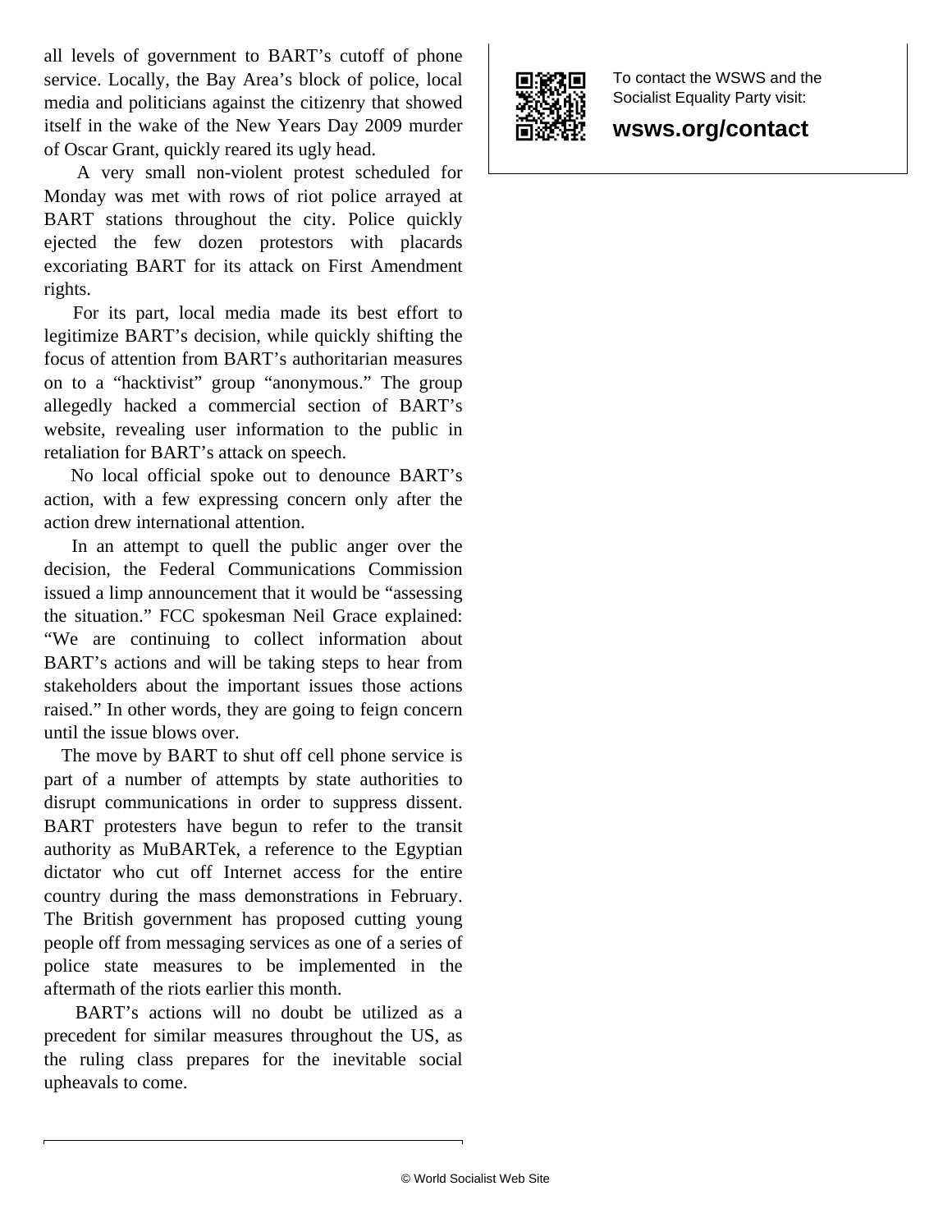all levels of government to BART's cutoff of phone service. Locally, the Bay Area's block of police, local media and politicians against the citizenry that showed itself in the wake of the New Years Day 2009 murder of Oscar Grant, quickly reared its ugly head.

A very small non-violent protest scheduled for Monday was met with rows of riot police arrayed at BART stations throughout the city. Police quickly ejected the few dozen protestors with placards excoriating BART for its attack on First Amendment rights.

For its part, local media made its best effort to legitimize BART's decision, while quickly shifting the focus of attention from BART's authoritarian measures on to a "hacktivist" group "anonymous." The group allegedly hacked a commercial section of BART's website, revealing user information to the public in retaliation for BART's attack on speech.

No local official spoke out to denounce BART's action, with a few expressing concern only after the action drew international attention.

In an attempt to quell the public anger over the decision, the Federal Communications Commission issued a limp announcement that it would be "assessing the situation." FCC spokesman Neil Grace explained: "We are continuing to collect information about BART's actions and will be taking steps to hear from stakeholders about the important issues those actions raised." In other words, they are going to feign concern until the issue blows over.

The move by BART to shut off cell phone service is part of a number of attempts by state authorities to disrupt communications in order to suppress dissent. BART protesters have begun to refer to the transit authority as MuBARTek, a reference to the Egyptian dictator who cut off Internet access for the entire country during the mass demonstrations in February. The British government has proposed cutting young people off from messaging services as one of a series of police state measures to be implemented in the aftermath of the riots earlier this month.

BART's actions will no doubt be utilized as a precedent for similar measures throughout the US, as the ruling class prepares for the inevitable social upheavals to come.

To contact the WSWS and the Socialist Equality Party visit:

**wsws.org/contact**